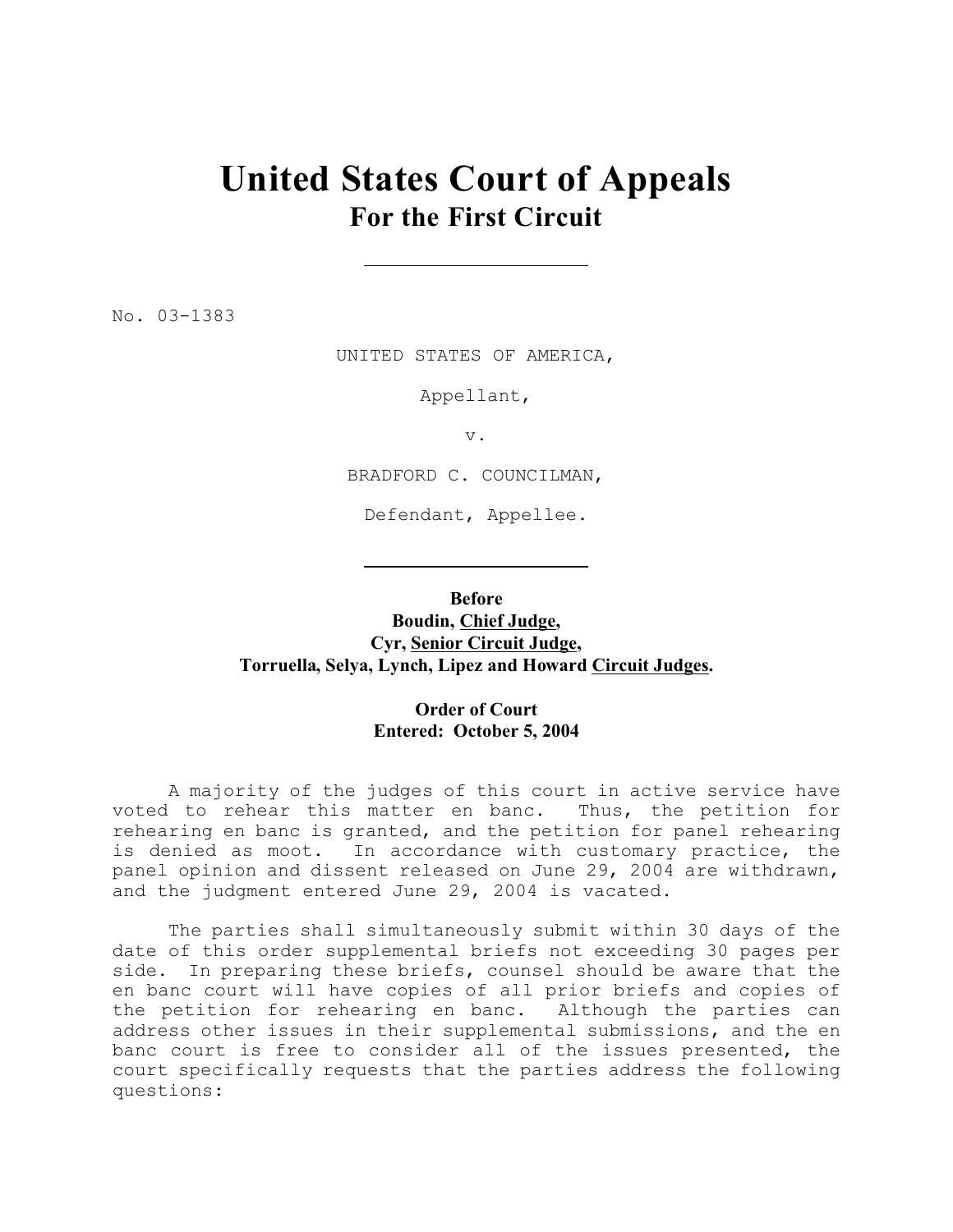# United States Court of Appeals
## For the First Circuit

---

No. 03-1383

UNITED STATES OF AMERICA,

Appellant,

v.

BRADFORD C. COUNCILMAN,

Defendant, Appellee.

---

**Before**
**Boudin, Chief Judge,**
**Cyr, Senior Circuit Judge,**
**Torruella, Selya, Lynch, Lipez and Howard Circuit Judges.**

**Order of Court**
**Entered: October 5, 2004**

A majority of the judges of this court in active service have voted to rehear this matter en banc. Thus, the petition for rehearing en banc is granted, and the petition for panel rehearing is denied as moot. In accordance with customary practice, the panel opinion and dissent released on June 29, 2004 are withdrawn, and the judgment entered June 29, 2004 is vacated.

The parties shall simultaneously submit within 30 days of the date of this order supplemental briefs not exceeding 30 pages per side. In preparing these briefs, counsel should be aware that the en banc court will have copies of all prior briefs and copies of the petition for rehearing en banc. Although the parties can address other issues in their supplemental submissions, and the en banc court is free to consider all of the issues presented, the court specifically requests that the parties address the following questions: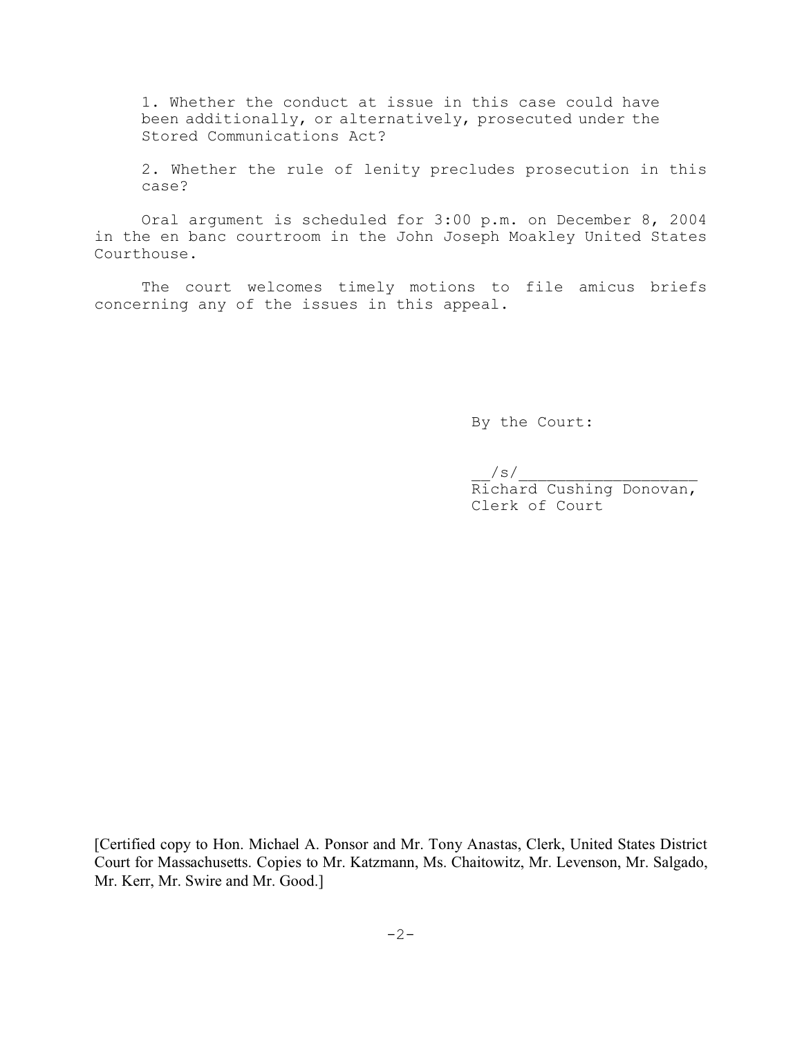1. Whether the conduct at issue in this case could have been additionally, or alternatively, prosecuted under the Stored Communications Act?

2. Whether the rule of lenity precludes prosecution in this case?

Oral argument is scheduled for 3:00 p.m. on December 8, 2004 in the en banc courtroom in the John Joseph Moakley United States Courthouse.

The court welcomes timely motions to file amicus briefs concerning any of the issues in this appeal.

By the Court:

__/s/___________________
Richard Cushing Donovan, Clerk of Court

[Certified copy to Hon. Michael A. Ponsor and Mr. Tony Anastas, Clerk, United States District Court for Massachusetts. Copies to Mr. Katzmann, Ms. Chaitowitz, Mr. Levenson, Mr. Salgado, Mr. Kerr, Mr. Swire and Mr. Good.]